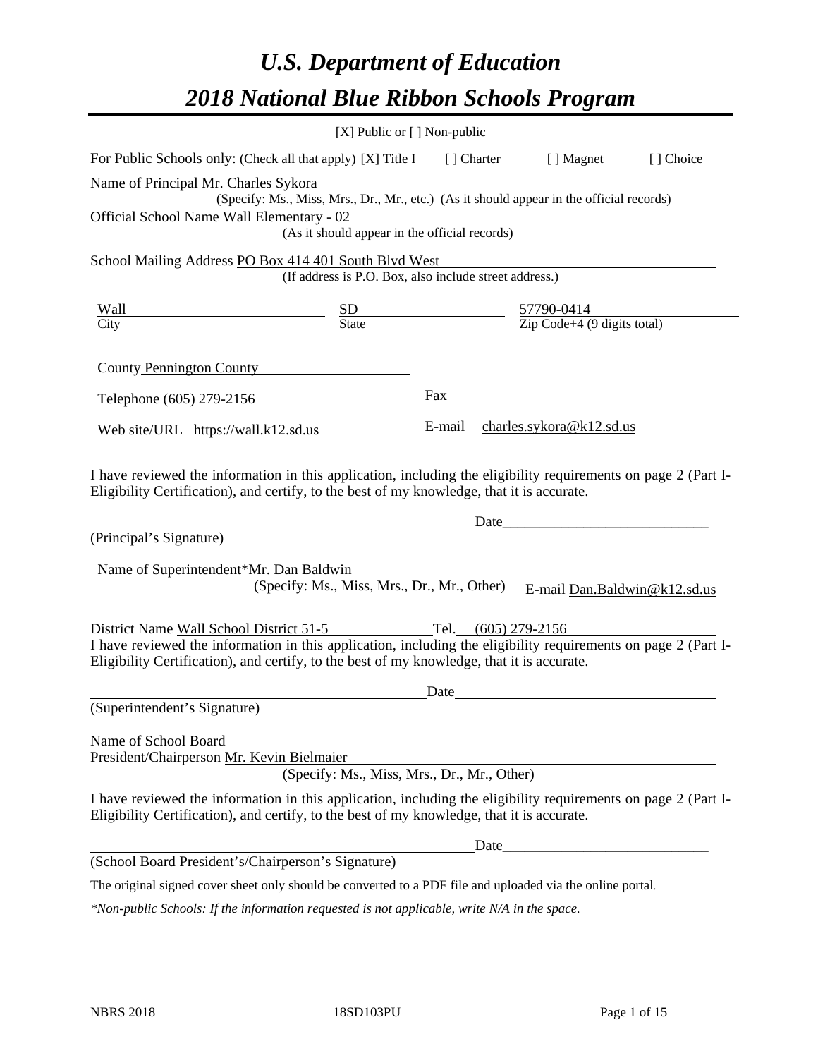# *U.S. Department of Education*

# *2018 National Blue Ribbon Schools Program*

[X] Public or [ ] Non-public

For Public Schools only: (Check all that apply) [X] Title I [ ] Charter [ ] Magnet [ ] Choice

Name of Principal Mr. Charles Sykora
(Specify: Ms., Miss, Mrs., Dr., Mr., etc.) (As it should appear in the official records)

Official School Name Wall Elementary - 02
(As it should appear in the official records)

School Mailing Address PO Box 414 401 South Blvd West
(If address is P.O. Box, also include street address.)

| Wall | SD | 57790-0414 |
|---|---|---|
| City | State | Zip Code+4 (9 digits total) |

County Pennington County

Telephone (605) 279-2156 Fax

Web site/URL https://wall.k12.sd.us E-mail charles.sykora@k12.sd.us

I have reviewed the information in this application, including the eligibility requirements on page 2 (Part I-Eligibility Certification), and certify, to the best of my knowledge, that it is accurate.

_______________________________________________Date_________________________

(Principal's Signature)

Name of Superintendent*Mr. Dan Baldwin
(Specify: Ms., Miss, Mrs., Dr., Mr., Other) E-mail Dan.Baldwin@k12.sd.us

District Name Wall School District 51-5 Tel. (605) 279-2156

I have reviewed the information in this application, including the eligibility requirements on page 2 (Part I-Eligibility Certification), and certify, to the best of my knowledge, that it is accurate.

_______________________________________________Date_________________________

(Superintendent's Signature)

Name of School Board
President/Chairperson Mr. Kevin Bielmaier
(Specify: Ms., Miss, Mrs., Dr., Mr., Other)

I have reviewed the information in this application, including the eligibility requirements on page 2 (Part I-Eligibility Certification), and certify, to the best of my knowledge, that it is accurate.

_______________________________________________Date_________________________

(School Board President's/Chairperson's Signature)

The original signed cover sheet only should be converted to a PDF file and uploaded via the online portal.

*\*Non-public Schools: If the information requested is not applicable, write N/A in the space.*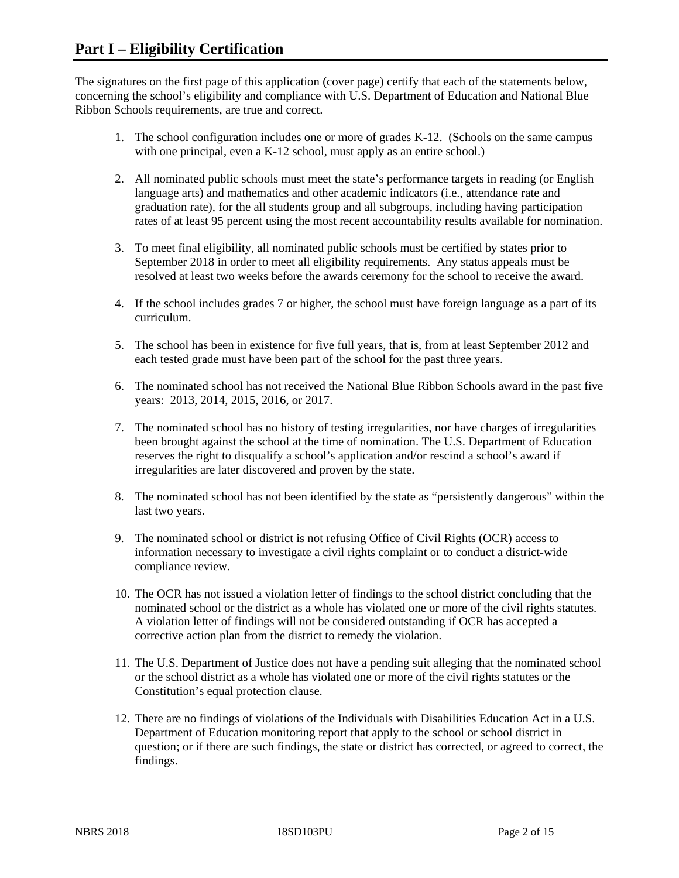# Part I – Eligibility Certification

The signatures on the first page of this application (cover page) certify that each of the statements below, concerning the school's eligibility and compliance with U.S. Department of Education and National Blue Ribbon Schools requirements, are true and correct.

1. The school configuration includes one or more of grades K-12. (Schools on the same campus with one principal, even a K-12 school, must apply as an entire school.)
2. All nominated public schools must meet the state's performance targets in reading (or English language arts) and mathematics and other academic indicators (i.e., attendance rate and graduation rate), for the all students group and all subgroups, including having participation rates of at least 95 percent using the most recent accountability results available for nomination.
3. To meet final eligibility, all nominated public schools must be certified by states prior to September 2018 in order to meet all eligibility requirements. Any status appeals must be resolved at least two weeks before the awards ceremony for the school to receive the award.
4. If the school includes grades 7 or higher, the school must have foreign language as a part of its curriculum.
5. The school has been in existence for five full years, that is, from at least September 2012 and each tested grade must have been part of the school for the past three years.
6. The nominated school has not received the National Blue Ribbon Schools award in the past five years: 2013, 2014, 2015, 2016, or 2017.
7. The nominated school has no history of testing irregularities, nor have charges of irregularities been brought against the school at the time of nomination. The U.S. Department of Education reserves the right to disqualify a school's application and/or rescind a school's award if irregularities are later discovered and proven by the state.
8. The nominated school has not been identified by the state as "persistently dangerous" within the last two years.
9. The nominated school or district is not refusing Office of Civil Rights (OCR) access to information necessary to investigate a civil rights complaint or to conduct a district-wide compliance review.
10. The OCR has not issued a violation letter of findings to the school district concluding that the nominated school or the district as a whole has violated one or more of the civil rights statutes. A violation letter of findings will not be considered outstanding if OCR has accepted a corrective action plan from the district to remedy the violation.
11. The U.S. Department of Justice does not have a pending suit alleging that the nominated school or the school district as a whole has violated one or more of the civil rights statutes or the Constitution's equal protection clause.
12. There are no findings of violations of the Individuals with Disabilities Education Act in a U.S. Department of Education monitoring report that apply to the school or school district in question; or if there are such findings, the state or district has corrected, or agreed to correct, the findings.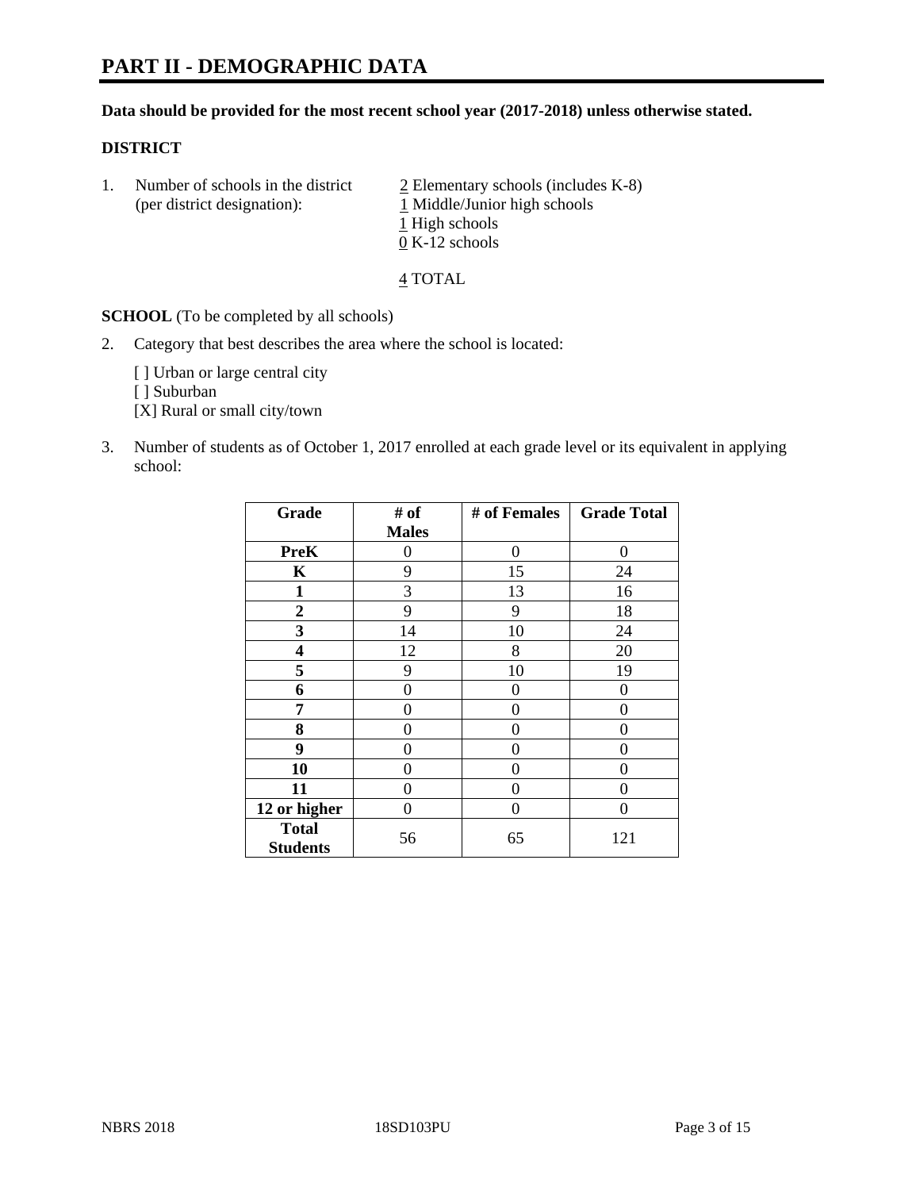# PART II - DEMOGRAPHIC DATA

**Data should be provided for the most recent school year (2017-2018) unless otherwise stated.**

**DISTRICT**

1. Number of schools in the district (per district designation):
   - 2 Elementary schools (includes K-8)
   - 1 Middle/Junior high schools
   - 1 High schools
   - 0 K-12 schools

   4 TOTAL

**SCHOOL** (To be completed by all schools)

2. Category that best describes the area where the school is located:

   [ ] Urban or large central city
   [ ] Suburban
   [X] Rural or small city/town

3. Number of students as of October 1, 2017 enrolled at each grade level or its equivalent in applying school:

| Grade | # of Males | # of Females | Grade Total |
|---|---|---|---|
| **PreK** | 0 | 0 | 0 |
| **K** | 9 | 15 | 24 |
| **1** | 3 | 13 | 16 |
| **2** | 9 | 9 | 18 |
| **3** | 14 | 10 | 24 |
| **4** | 12 | 8 | 20 |
| **5** | 9 | 10 | 19 |
| **6** | 0 | 0 | 0 |
| **7** | 0 | 0 | 0 |
| **8** | 0 | 0 | 0 |
| **9** | 0 | 0 | 0 |
| **10** | 0 | 0 | 0 |
| **11** | 0 | 0 | 0 |
| **12 or higher** | 0 | 0 | 0 |
| **Total Students** | 56 | 65 | 121 |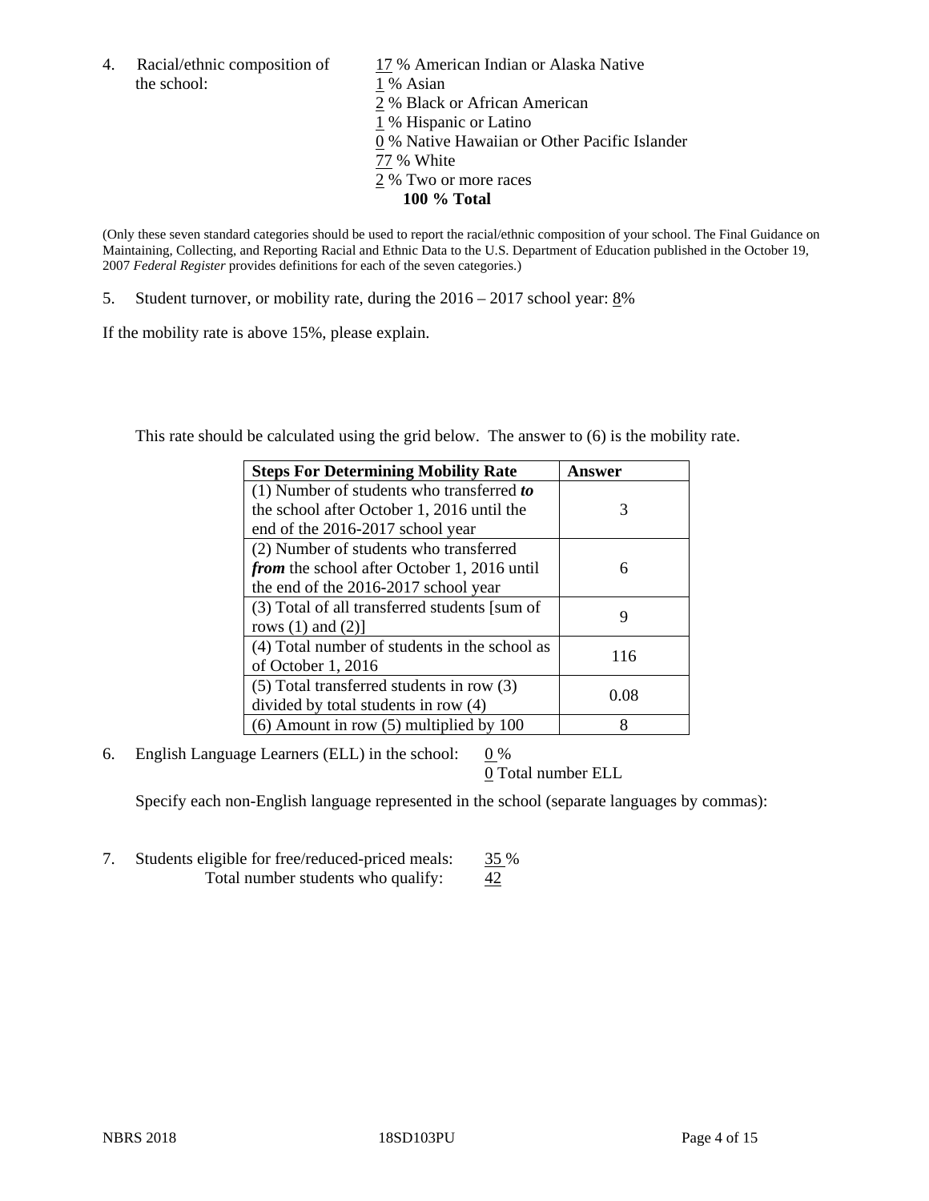4. Racial/ethnic composition of the school:

17 % American Indian or Alaska Native
1 % Asian
2 % Black or African American
1 % Hispanic or Latino
0 % Native Hawaiian or Other Pacific Islander
77 % White
2 % Two or more races
**100 % Total**

(Only these seven standard categories should be used to report the racial/ethnic composition of your school. The Final Guidance on Maintaining, Collecting, and Reporting Racial and Ethnic Data to the U.S. Department of Education published in the October 19, 2007 *Federal Register* provides definitions for each of the seven categories.)

5. Student turnover, or mobility rate, during the 2016 – 2017 school year: 8%

If the mobility rate is above 15%, please explain.

This rate should be calculated using the grid below. The answer to (6) is the mobility rate.

| Steps For Determining Mobility Rate | Answer |
|---|---|
| (1) Number of students who transferred ***to*** the school after October 1, 2016 until the end of the 2016-2017 school year | 3 |
| (2) Number of students who transferred ***from*** the school after October 1, 2016 until the end of the 2016-2017 school year | 6 |
| (3) Total of all transferred students [sum of rows (1) and (2)] | 9 |
| (4) Total number of students in the school as of October 1, 2016 | 116 |
| (5) Total transferred students in row (3) divided by total students in row (4) | 0.08 |
| (6) Amount in row (5) multiplied by 100 | 8 |

6. English Language Learners (ELL) in the school: 0 %
0 Total number ELL

Specify each non-English language represented in the school (separate languages by commas):

7. Students eligible for free/reduced-priced meals: 35 %
Total number students who qualify: 42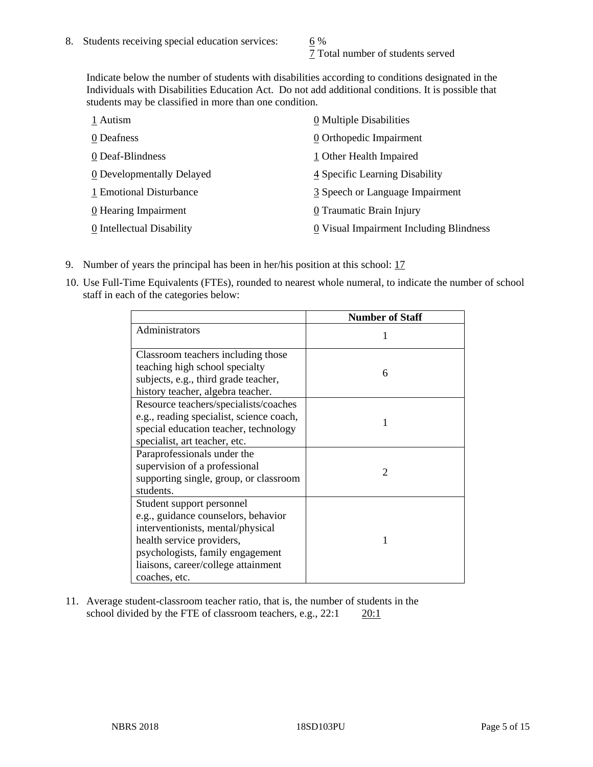8. Students receiving special education services: 6 %
   7 Total number of students served

   Indicate below the number of students with disabilities according to conditions designated in the Individuals with Disabilities Education Act. Do not add additional conditions. It is possible that students may be classified in more than one condition.

   | | |
   |---|---|
   | 1 Autism | 0 Multiple Disabilities |
   | 0 Deafness | 0 Orthopedic Impairment |
   | 0 Deaf-Blindness | 1 Other Health Impaired |
   | 0 Developmentally Delayed | 4 Specific Learning Disability |
   | 1 Emotional Disturbance | 3 Speech or Language Impairment |
   | 0 Hearing Impairment | 0 Traumatic Brain Injury |
   | 0 Intellectual Disability | 0 Visual Impairment Including Blindness |

9. Number of years the principal has been in her/his position at this school: 17

10. Use Full-Time Equivalents (FTEs), rounded to nearest whole numeral, to indicate the number of school staff in each of the categories below:

| | Number of Staff |
|---|---|
| Administrators | 1 |
| Classroom teachers including those teaching high school specialty subjects, e.g., third grade teacher, history teacher, algebra teacher. | 6 |
| Resource teachers/specialists/coaches e.g., reading specialist, science coach, special education teacher, technology specialist, art teacher, etc. | 1 |
| Paraprofessionals under the supervision of a professional supporting single, group, or classroom students. | 2 |
| Student support personnel e.g., guidance counselors, behavior interventionists, mental/physical health service providers, psychologists, family engagement liaisons, career/college attainment coaches, etc. | 1 |

11. Average student-classroom teacher ratio, that is, the number of students in the school divided by the FTE of classroom teachers, e.g., 22:1 20:1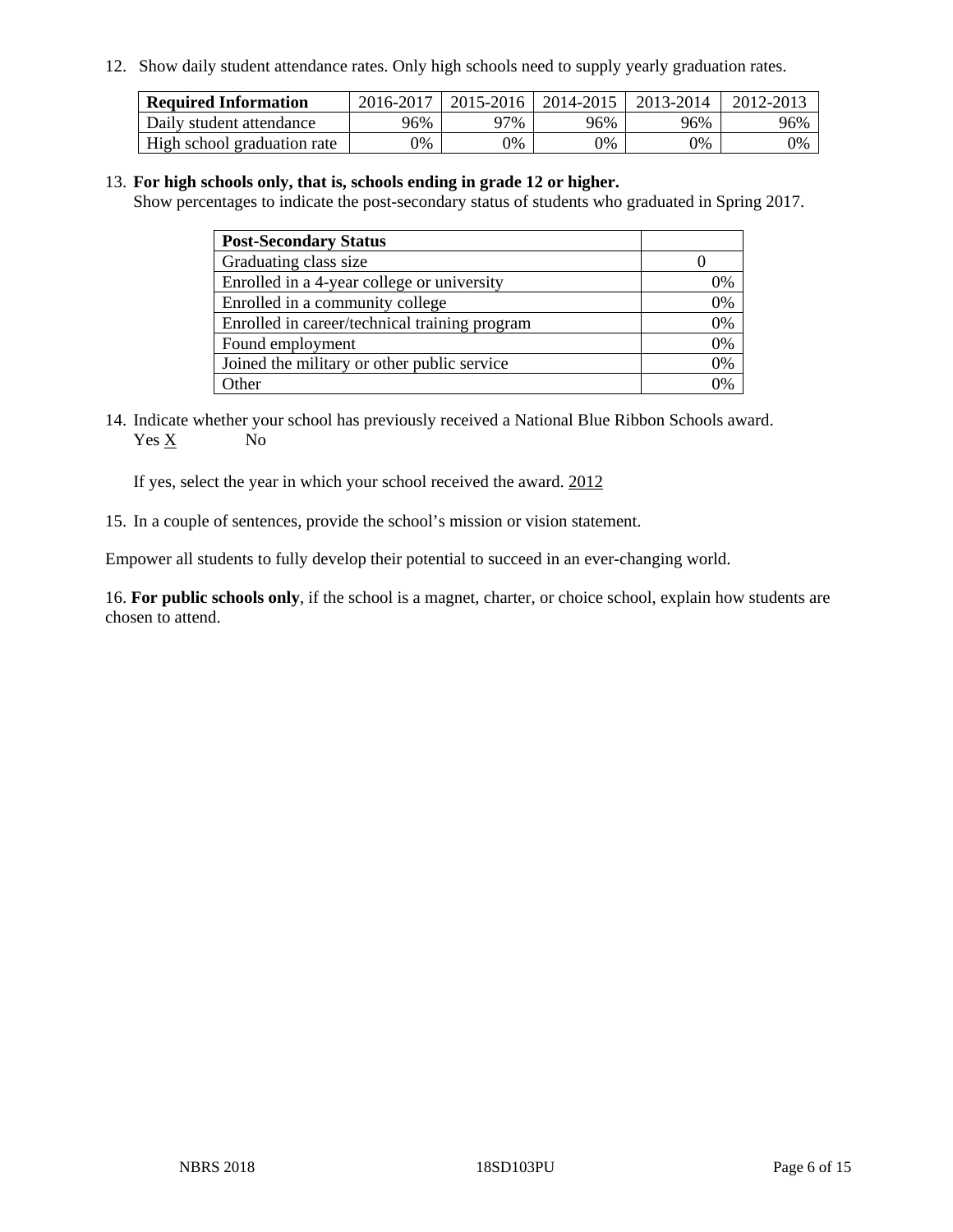12. Show daily student attendance rates. Only high schools need to supply yearly graduation rates.

| Required Information | 2016-2017 | 2015-2016 | 2014-2015 | 2013-2014 | 2012-2013 |
|---|---|---|---|---|---|
| Daily student attendance | 96% | 97% | 96% | 96% | 96% |
| High school graduation rate | 0% | 0% | 0% | 0% | 0% |

13. **For high schools only, that is, schools ending in grade 12 or higher.**
Show percentages to indicate the post-secondary status of students who graduated in Spring 2017.

| Post-Secondary Status | |
|---|---|
| Graduating class size | 0 |
| Enrolled in a 4-year college or university | 0% |
| Enrolled in a community college | 0% |
| Enrolled in career/technical training program | 0% |
| Found employment | 0% |
| Joined the military or other public service | 0% |
| Other | 0% |

14. Indicate whether your school has previously received a National Blue Ribbon Schools award.
Yes X No

If yes, select the year in which your school received the award. 2012

15. In a couple of sentences, provide the school's mission or vision statement.

Empower all students to fully develop their potential to succeed in an ever-changing world.

16. **For public schools only**, if the school is a magnet, charter, or choice school, explain how students are chosen to attend.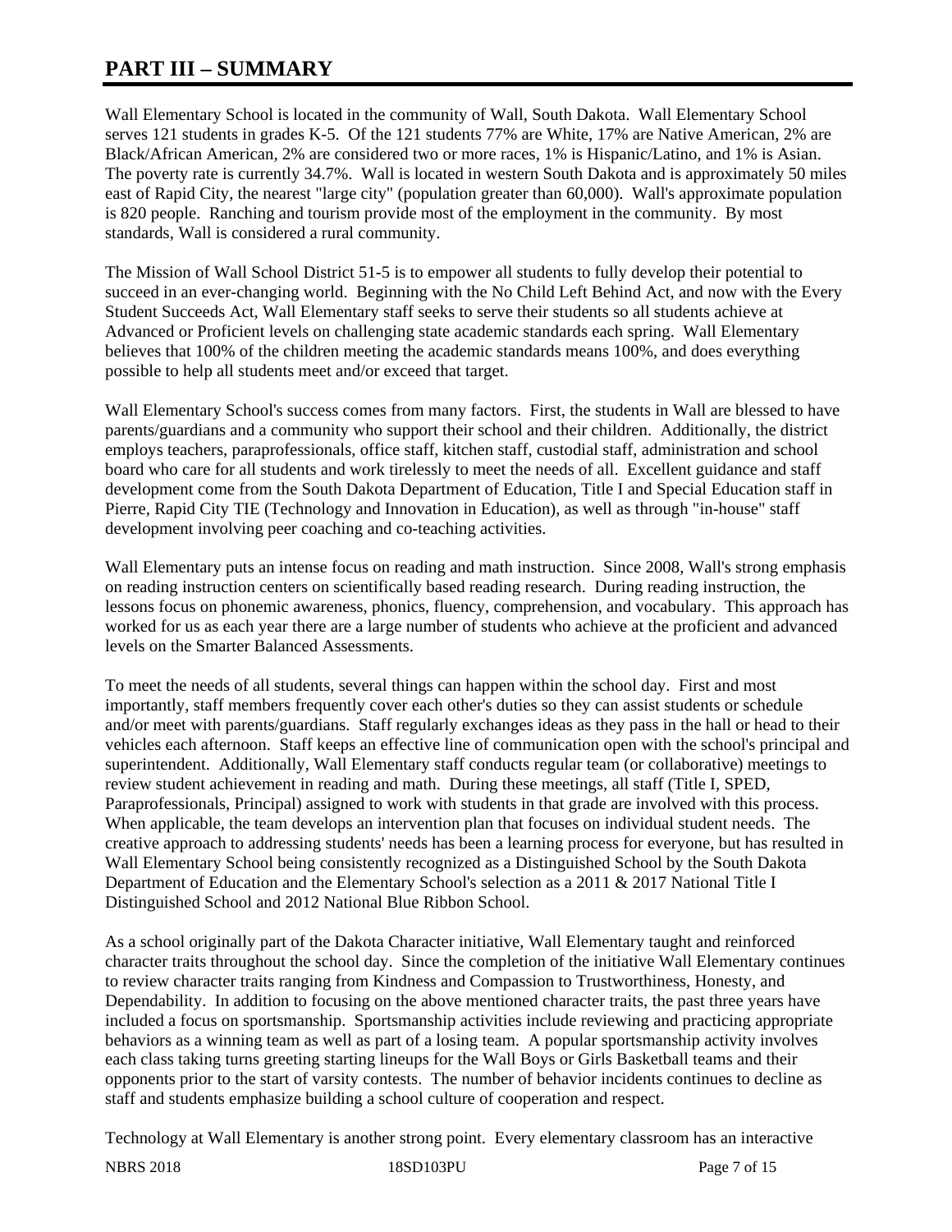# PART III – SUMMARY

Wall Elementary School is located in the community of Wall, South Dakota. Wall Elementary School serves 121 students in grades K-5. Of the 121 students 77% are White, 17% are Native American, 2% are Black/African American, 2% are considered two or more races, 1% is Hispanic/Latino, and 1% is Asian. The poverty rate is currently 34.7%. Wall is located in western South Dakota and is approximately 50 miles east of Rapid City, the nearest "large city" (population greater than 60,000). Wall's approximate population is 820 people. Ranching and tourism provide most of the employment in the community. By most standards, Wall is considered a rural community.

The Mission of Wall School District 51-5 is to empower all students to fully develop their potential to succeed in an ever-changing world. Beginning with the No Child Left Behind Act, and now with the Every Student Succeeds Act, Wall Elementary staff seeks to serve their students so all students achieve at Advanced or Proficient levels on challenging state academic standards each spring. Wall Elementary believes that 100% of the children meeting the academic standards means 100%, and does everything possible to help all students meet and/or exceed that target.

Wall Elementary School's success comes from many factors. First, the students in Wall are blessed to have parents/guardians and a community who support their school and their children. Additionally, the district employs teachers, paraprofessionals, office staff, kitchen staff, custodial staff, administration and school board who care for all students and work tirelessly to meet the needs of all. Excellent guidance and staff development come from the South Dakota Department of Education, Title I and Special Education staff in Pierre, Rapid City TIE (Technology and Innovation in Education), as well as through "in-house" staff development involving peer coaching and co-teaching activities.

Wall Elementary puts an intense focus on reading and math instruction. Since 2008, Wall's strong emphasis on reading instruction centers on scientifically based reading research. During reading instruction, the lessons focus on phonemic awareness, phonics, fluency, comprehension, and vocabulary. This approach has worked for us as each year there are a large number of students who achieve at the proficient and advanced levels on the Smarter Balanced Assessments.

To meet the needs of all students, several things can happen within the school day. First and most importantly, staff members frequently cover each other's duties so they can assist students or schedule and/or meet with parents/guardians. Staff regularly exchanges ideas as they pass in the hall or head to their vehicles each afternoon. Staff keeps an effective line of communication open with the school's principal and superintendent. Additionally, Wall Elementary staff conducts regular team (or collaborative) meetings to review student achievement in reading and math. During these meetings, all staff (Title I, SPED, Paraprofessionals, Principal) assigned to work with students in that grade are involved with this process. When applicable, the team develops an intervention plan that focuses on individual student needs. The creative approach to addressing students' needs has been a learning process for everyone, but has resulted in Wall Elementary School being consistently recognized as a Distinguished School by the South Dakota Department of Education and the Elementary School's selection as a 2011 & 2017 National Title I Distinguished School and 2012 National Blue Ribbon School.

As a school originally part of the Dakota Character initiative, Wall Elementary taught and reinforced character traits throughout the school day. Since the completion of the initiative Wall Elementary continues to review character traits ranging from Kindness and Compassion to Trustworthiness, Honesty, and Dependability. In addition to focusing on the above mentioned character traits, the past three years have included a focus on sportsmanship. Sportsmanship activities include reviewing and practicing appropriate behaviors as a winning team as well as part of a losing team. A popular sportsmanship activity involves each class taking turns greeting starting lineups for the Wall Boys or Girls Basketball teams and their opponents prior to the start of varsity contests. The number of behavior incidents continues to decline as staff and students emphasize building a school culture of cooperation and respect.

Technology at Wall Elementary is another strong point. Every elementary classroom has an interactive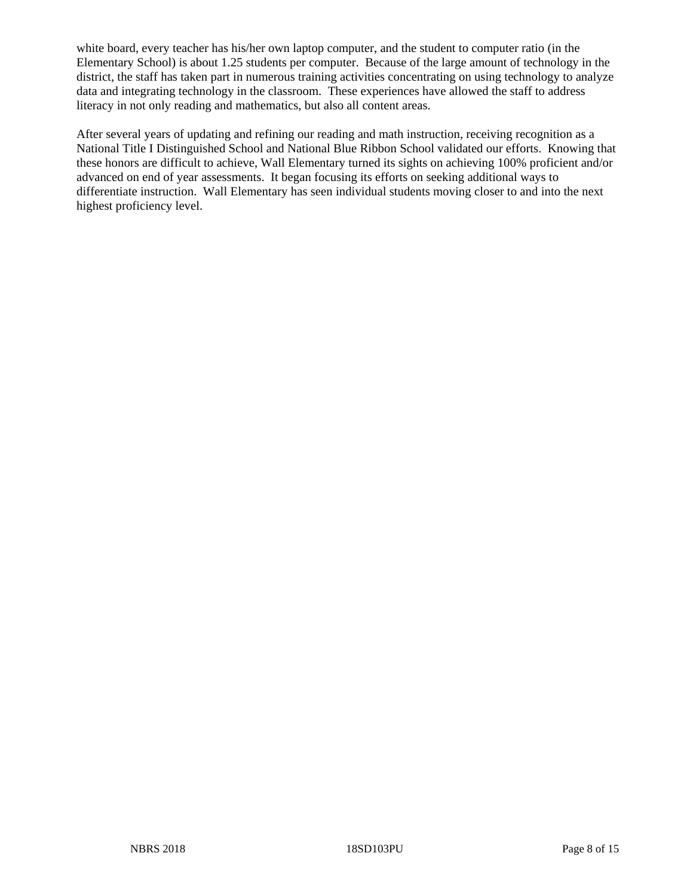white board, every teacher has his/her own laptop computer, and the student to computer ratio (in the Elementary School) is about 1.25 students per computer. Because of the large amount of technology in the district, the staff has taken part in numerous training activities concentrating on using technology to analyze data and integrating technology in the classroom. These experiences have allowed the staff to address literacy in not only reading and mathematics, but also all content areas.

After several years of updating and refining our reading and math instruction, receiving recognition as a National Title I Distinguished School and National Blue Ribbon School validated our efforts. Knowing that these honors are difficult to achieve, Wall Elementary turned its sights on achieving 100% proficient and/or advanced on end of year assessments. It began focusing its efforts on seeking additional ways to differentiate instruction. Wall Elementary has seen individual students moving closer to and into the next highest proficiency level.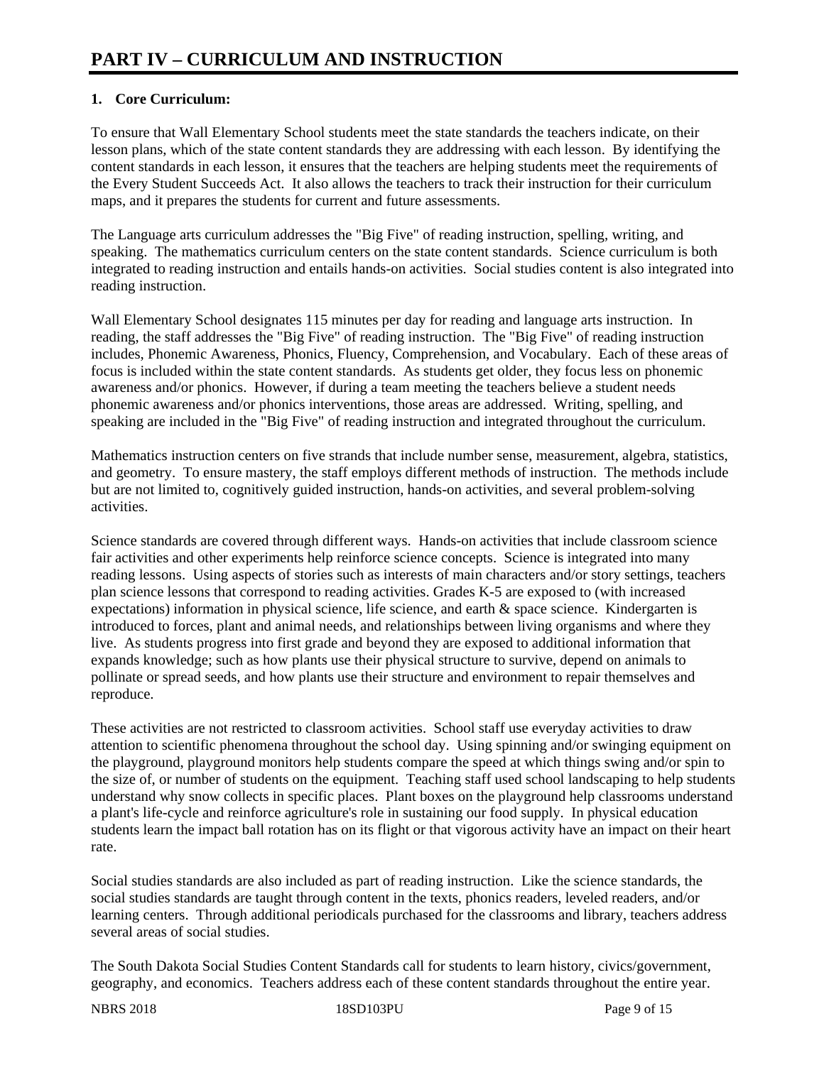# PART IV – CURRICULUM AND INSTRUCTION

**1. Core Curriculum:**

To ensure that Wall Elementary School students meet the state standards the teachers indicate, on their lesson plans, which of the state content standards they are addressing with each lesson. By identifying the content standards in each lesson, it ensures that the teachers are helping students meet the requirements of the Every Student Succeeds Act. It also allows the teachers to track their instruction for their curriculum maps, and it prepares the students for current and future assessments.

The Language arts curriculum addresses the "Big Five" of reading instruction, spelling, writing, and speaking. The mathematics curriculum centers on the state content standards. Science curriculum is both integrated to reading instruction and entails hands-on activities. Social studies content is also integrated into reading instruction.

Wall Elementary School designates 115 minutes per day for reading and language arts instruction. In reading, the staff addresses the "Big Five" of reading instruction. The "Big Five" of reading instruction includes, Phonemic Awareness, Phonics, Fluency, Comprehension, and Vocabulary. Each of these areas of focus is included within the state content standards. As students get older, they focus less on phonemic awareness and/or phonics. However, if during a team meeting the teachers believe a student needs phonemic awareness and/or phonics interventions, those areas are addressed. Writing, spelling, and speaking are included in the "Big Five" of reading instruction and integrated throughout the curriculum.

Mathematics instruction centers on five strands that include number sense, measurement, algebra, statistics, and geometry. To ensure mastery, the staff employs different methods of instruction. The methods include but are not limited to, cognitively guided instruction, hands-on activities, and several problem-solving activities.

Science standards are covered through different ways. Hands-on activities that include classroom science fair activities and other experiments help reinforce science concepts. Science is integrated into many reading lessons. Using aspects of stories such as interests of main characters and/or story settings, teachers plan science lessons that correspond to reading activities. Grades K-5 are exposed to (with increased expectations) information in physical science, life science, and earth & space science. Kindergarten is introduced to forces, plant and animal needs, and relationships between living organisms and where they live. As students progress into first grade and beyond they are exposed to additional information that expands knowledge; such as how plants use their physical structure to survive, depend on animals to pollinate or spread seeds, and how plants use their structure and environment to repair themselves and reproduce.

These activities are not restricted to classroom activities. School staff use everyday activities to draw attention to scientific phenomena throughout the school day. Using spinning and/or swinging equipment on the playground, playground monitors help students compare the speed at which things swing and/or spin to the size of, or number of students on the equipment. Teaching staff used school landscaping to help students understand why snow collects in specific places. Plant boxes on the playground help classrooms understand a plant's life-cycle and reinforce agriculture's role in sustaining our food supply. In physical education students learn the impact ball rotation has on its flight or that vigorous activity have an impact on their heart rate.

Social studies standards are also included as part of reading instruction. Like the science standards, the social studies standards are taught through content in the texts, phonics readers, leveled readers, and/or learning centers. Through additional periodicals purchased for the classrooms and library, teachers address several areas of social studies.

The South Dakota Social Studies Content Standards call for students to learn history, civics/government, geography, and economics. Teachers address each of these content standards throughout the entire year.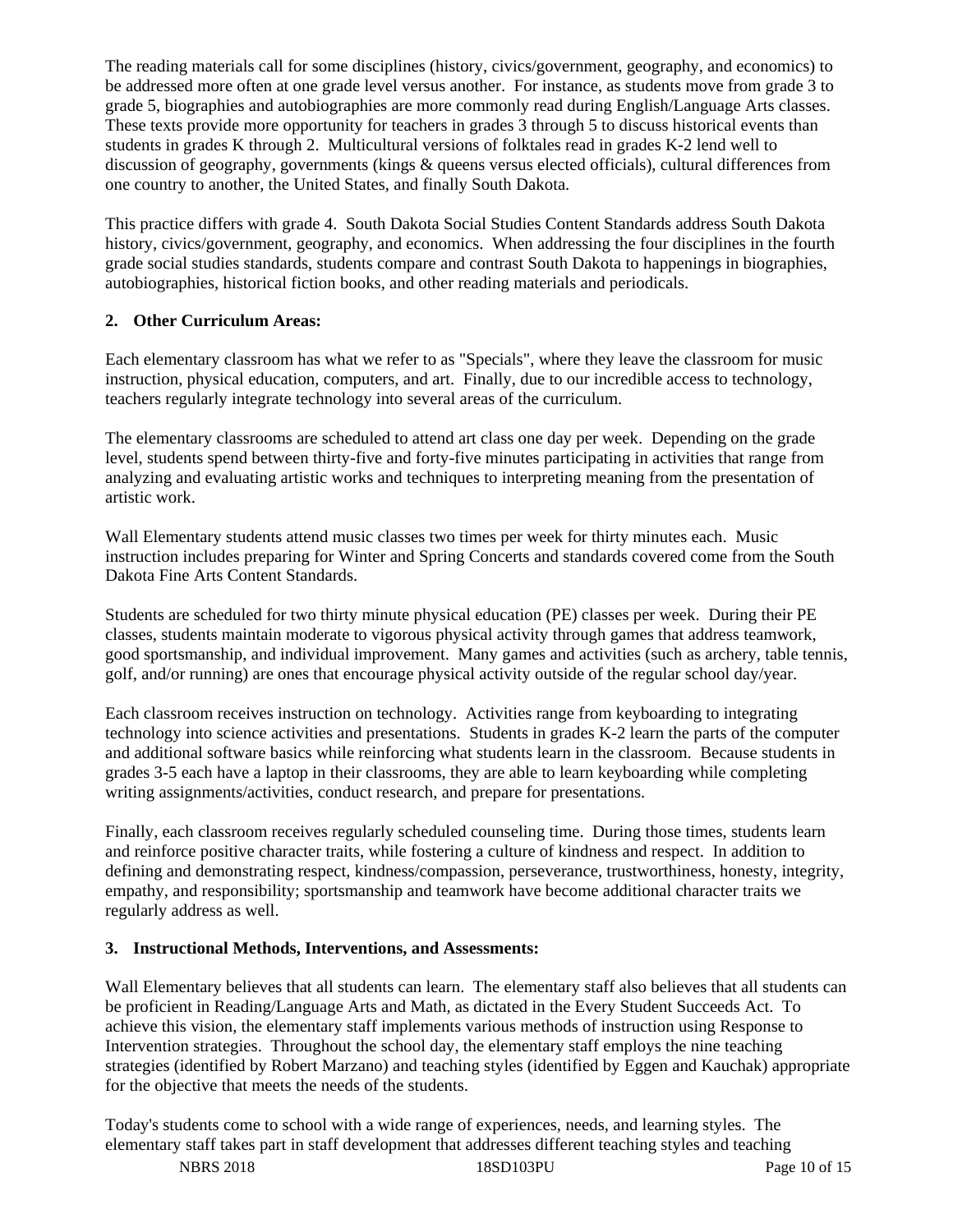The reading materials call for some disciplines (history, civics/government, geography, and economics) to be addressed more often at one grade level versus another. For instance, as students move from grade 3 to grade 5, biographies and autobiographies are more commonly read during English/Language Arts classes. These texts provide more opportunity for teachers in grades 3 through 5 to discuss historical events than students in grades K through 2. Multicultural versions of folktales read in grades K-2 lend well to discussion of geography, governments (kings & queens versus elected officials), cultural differences from one country to another, the United States, and finally South Dakota.

This practice differs with grade 4. South Dakota Social Studies Content Standards address South Dakota history, civics/government, geography, and economics. When addressing the four disciplines in the fourth grade social studies standards, students compare and contrast South Dakota to happenings in biographies, autobiographies, historical fiction books, and other reading materials and periodicals.

**2. Other Curriculum Areas:**

Each elementary classroom has what we refer to as "Specials", where they leave the classroom for music instruction, physical education, computers, and art. Finally, due to our incredible access to technology, teachers regularly integrate technology into several areas of the curriculum.

The elementary classrooms are scheduled to attend art class one day per week. Depending on the grade level, students spend between thirty-five and forty-five minutes participating in activities that range from analyzing and evaluating artistic works and techniques to interpreting meaning from the presentation of artistic work.

Wall Elementary students attend music classes two times per week for thirty minutes each. Music instruction includes preparing for Winter and Spring Concerts and standards covered come from the South Dakota Fine Arts Content Standards.

Students are scheduled for two thirty minute physical education (PE) classes per week. During their PE classes, students maintain moderate to vigorous physical activity through games that address teamwork, good sportsmanship, and individual improvement. Many games and activities (such as archery, table tennis, golf, and/or running) are ones that encourage physical activity outside of the regular school day/year.

Each classroom receives instruction on technology. Activities range from keyboarding to integrating technology into science activities and presentations. Students in grades K-2 learn the parts of the computer and additional software basics while reinforcing what students learn in the classroom. Because students in grades 3-5 each have a laptop in their classrooms, they are able to learn keyboarding while completing writing assignments/activities, conduct research, and prepare for presentations.

Finally, each classroom receives regularly scheduled counseling time. During those times, students learn and reinforce positive character traits, while fostering a culture of kindness and respect. In addition to defining and demonstrating respect, kindness/compassion, perseverance, trustworthiness, honesty, integrity, empathy, and responsibility; sportsmanship and teamwork have become additional character traits we regularly address as well.

**3. Instructional Methods, Interventions, and Assessments:**

Wall Elementary believes that all students can learn. The elementary staff also believes that all students can be proficient in Reading/Language Arts and Math, as dictated in the Every Student Succeeds Act. To achieve this vision, the elementary staff implements various methods of instruction using Response to Intervention strategies. Throughout the school day, the elementary staff employs the nine teaching strategies (identified by Robert Marzano) and teaching styles (identified by Eggen and Kauchak) appropriate for the objective that meets the needs of the students.

Today's students come to school with a wide range of experiences, needs, and learning styles. The elementary staff takes part in staff development that addresses different teaching styles and teaching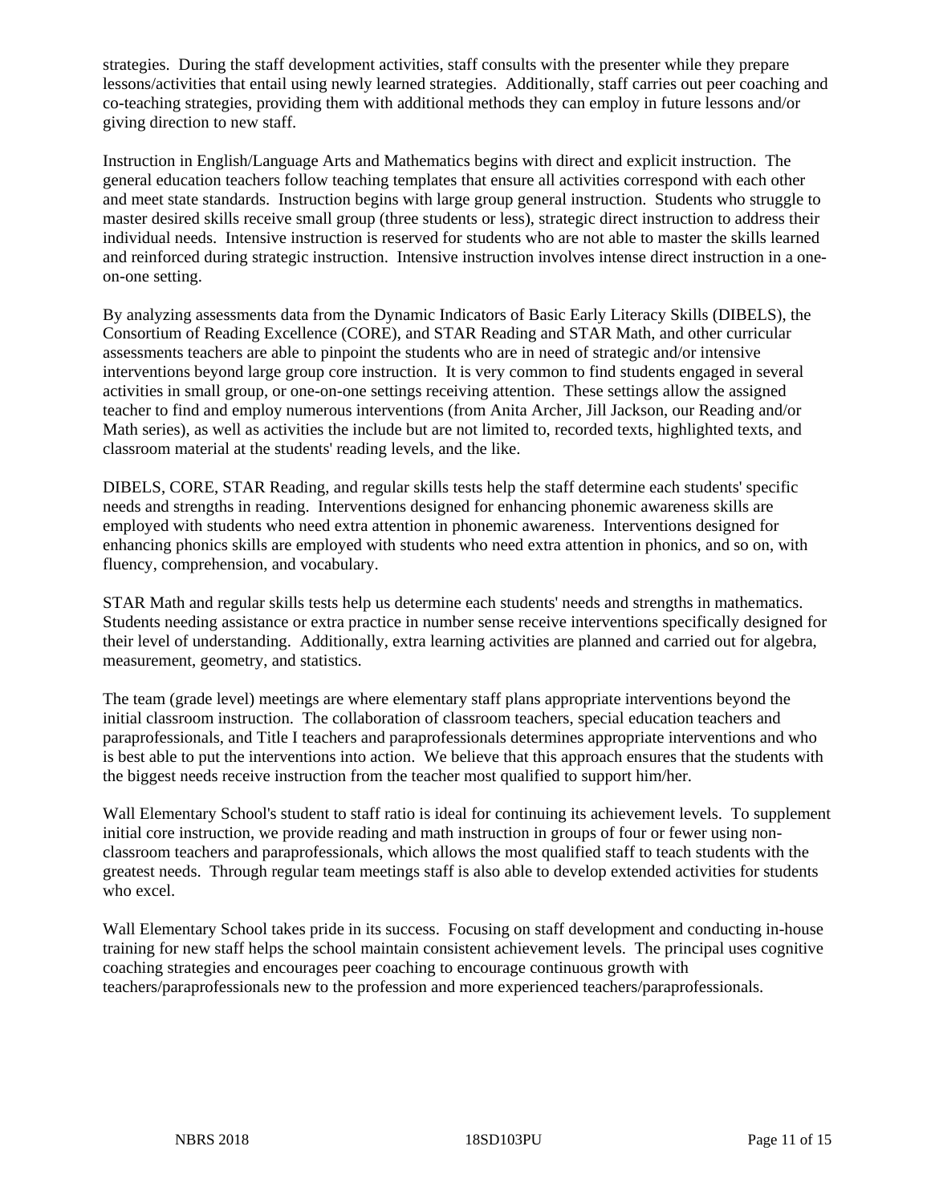strategies. During the staff development activities, staff consults with the presenter while they prepare lessons/activities that entail using newly learned strategies. Additionally, staff carries out peer coaching and co-teaching strategies, providing them with additional methods they can employ in future lessons and/or giving direction to new staff.

Instruction in English/Language Arts and Mathematics begins with direct and explicit instruction. The general education teachers follow teaching templates that ensure all activities correspond with each other and meet state standards. Instruction begins with large group general instruction. Students who struggle to master desired skills receive small group (three students or less), strategic direct instruction to address their individual needs. Intensive instruction is reserved for students who are not able to master the skills learned and reinforced during strategic instruction. Intensive instruction involves intense direct instruction in a one-on-one setting.

By analyzing assessments data from the Dynamic Indicators of Basic Early Literacy Skills (DIBELS), the Consortium of Reading Excellence (CORE), and STAR Reading and STAR Math, and other curricular assessments teachers are able to pinpoint the students who are in need of strategic and/or intensive interventions beyond large group core instruction. It is very common to find students engaged in several activities in small group, or one-on-one settings receiving attention. These settings allow the assigned teacher to find and employ numerous interventions (from Anita Archer, Jill Jackson, our Reading and/or Math series), as well as activities the include but are not limited to, recorded texts, highlighted texts, and classroom material at the students' reading levels, and the like.

DIBELS, CORE, STAR Reading, and regular skills tests help the staff determine each students' specific needs and strengths in reading. Interventions designed for enhancing phonemic awareness skills are employed with students who need extra attention in phonemic awareness. Interventions designed for enhancing phonics skills are employed with students who need extra attention in phonics, and so on, with fluency, comprehension, and vocabulary.

STAR Math and regular skills tests help us determine each students' needs and strengths in mathematics. Students needing assistance or extra practice in number sense receive interventions specifically designed for their level of understanding. Additionally, extra learning activities are planned and carried out for algebra, measurement, geometry, and statistics.

The team (grade level) meetings are where elementary staff plans appropriate interventions beyond the initial classroom instruction. The collaboration of classroom teachers, special education teachers and paraprofessionals, and Title I teachers and paraprofessionals determines appropriate interventions and who is best able to put the interventions into action. We believe that this approach ensures that the students with the biggest needs receive instruction from the teacher most qualified to support him/her.

Wall Elementary School's student to staff ratio is ideal for continuing its achievement levels. To supplement initial core instruction, we provide reading and math instruction in groups of four or fewer using non-classroom teachers and paraprofessionals, which allows the most qualified staff to teach students with the greatest needs. Through regular team meetings staff is also able to develop extended activities for students who excel.

Wall Elementary School takes pride in its success. Focusing on staff development and conducting in-house training for new staff helps the school maintain consistent achievement levels. The principal uses cognitive coaching strategies and encourages peer coaching to encourage continuous growth with teachers/paraprofessionals new to the profession and more experienced teachers/paraprofessionals.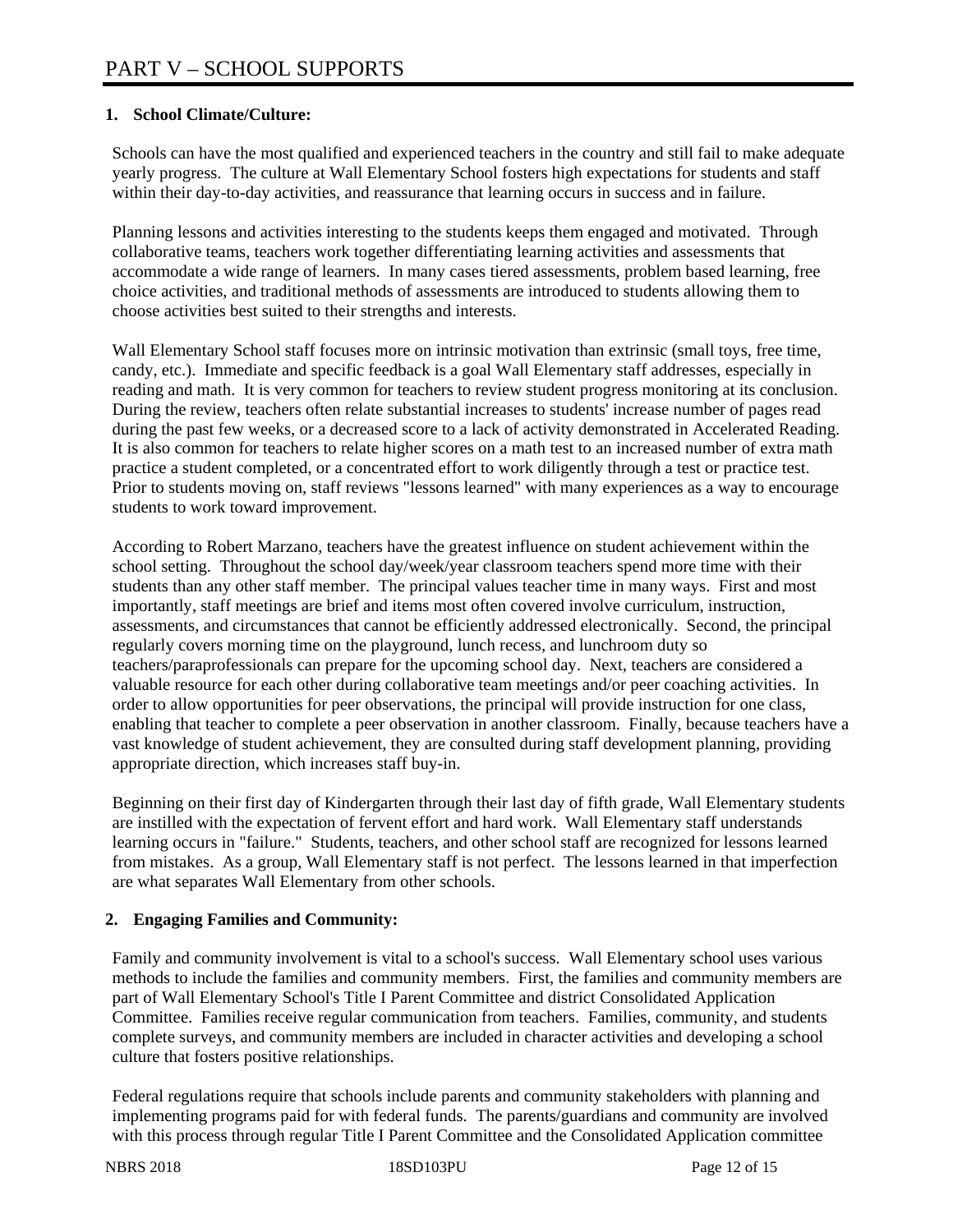# PART V – SCHOOL SUPPORTS

**1. School Climate/Culture:**

Schools can have the most qualified and experienced teachers in the country and still fail to make adequate yearly progress. The culture at Wall Elementary School fosters high expectations for students and staff within their day-to-day activities, and reassurance that learning occurs in success and in failure.

Planning lessons and activities interesting to the students keeps them engaged and motivated. Through collaborative teams, teachers work together differentiating learning activities and assessments that accommodate a wide range of learners. In many cases tiered assessments, problem based learning, free choice activities, and traditional methods of assessments are introduced to students allowing them to choose activities best suited to their strengths and interests.

Wall Elementary School staff focuses more on intrinsic motivation than extrinsic (small toys, free time, candy, etc.). Immediate and specific feedback is a goal Wall Elementary staff addresses, especially in reading and math. It is very common for teachers to review student progress monitoring at its conclusion. During the review, teachers often relate substantial increases to students' increase number of pages read during the past few weeks, or a decreased score to a lack of activity demonstrated in Accelerated Reading. It is also common for teachers to relate higher scores on a math test to an increased number of extra math practice a student completed, or a concentrated effort to work diligently through a test or practice test. Prior to students moving on, staff reviews "lessons learned" with many experiences as a way to encourage students to work toward improvement.

According to Robert Marzano, teachers have the greatest influence on student achievement within the school setting. Throughout the school day/week/year classroom teachers spend more time with their students than any other staff member. The principal values teacher time in many ways. First and most importantly, staff meetings are brief and items most often covered involve curriculum, instruction, assessments, and circumstances that cannot be efficiently addressed electronically. Second, the principal regularly covers morning time on the playground, lunch recess, and lunchroom duty so teachers/paraprofessionals can prepare for the upcoming school day. Next, teachers are considered a valuable resource for each other during collaborative team meetings and/or peer coaching activities. In order to allow opportunities for peer observations, the principal will provide instruction for one class, enabling that teacher to complete a peer observation in another classroom. Finally, because teachers have a vast knowledge of student achievement, they are consulted during staff development planning, providing appropriate direction, which increases staff buy-in.

Beginning on their first day of Kindergarten through their last day of fifth grade, Wall Elementary students are instilled with the expectation of fervent effort and hard work. Wall Elementary staff understands learning occurs in "failure." Students, teachers, and other school staff are recognized for lessons learned from mistakes. As a group, Wall Elementary staff is not perfect. The lessons learned in that imperfection are what separates Wall Elementary from other schools.

**2. Engaging Families and Community:**

Family and community involvement is vital to a school's success. Wall Elementary school uses various methods to include the families and community members. First, the families and community members are part of Wall Elementary School's Title I Parent Committee and district Consolidated Application Committee. Families receive regular communication from teachers. Families, community, and students complete surveys, and community members are included in character activities and developing a school culture that fosters positive relationships.

Federal regulations require that schools include parents and community stakeholders with planning and implementing programs paid for with federal funds. The parents/guardians and community are involved with this process through regular Title I Parent Committee and the Consolidated Application committee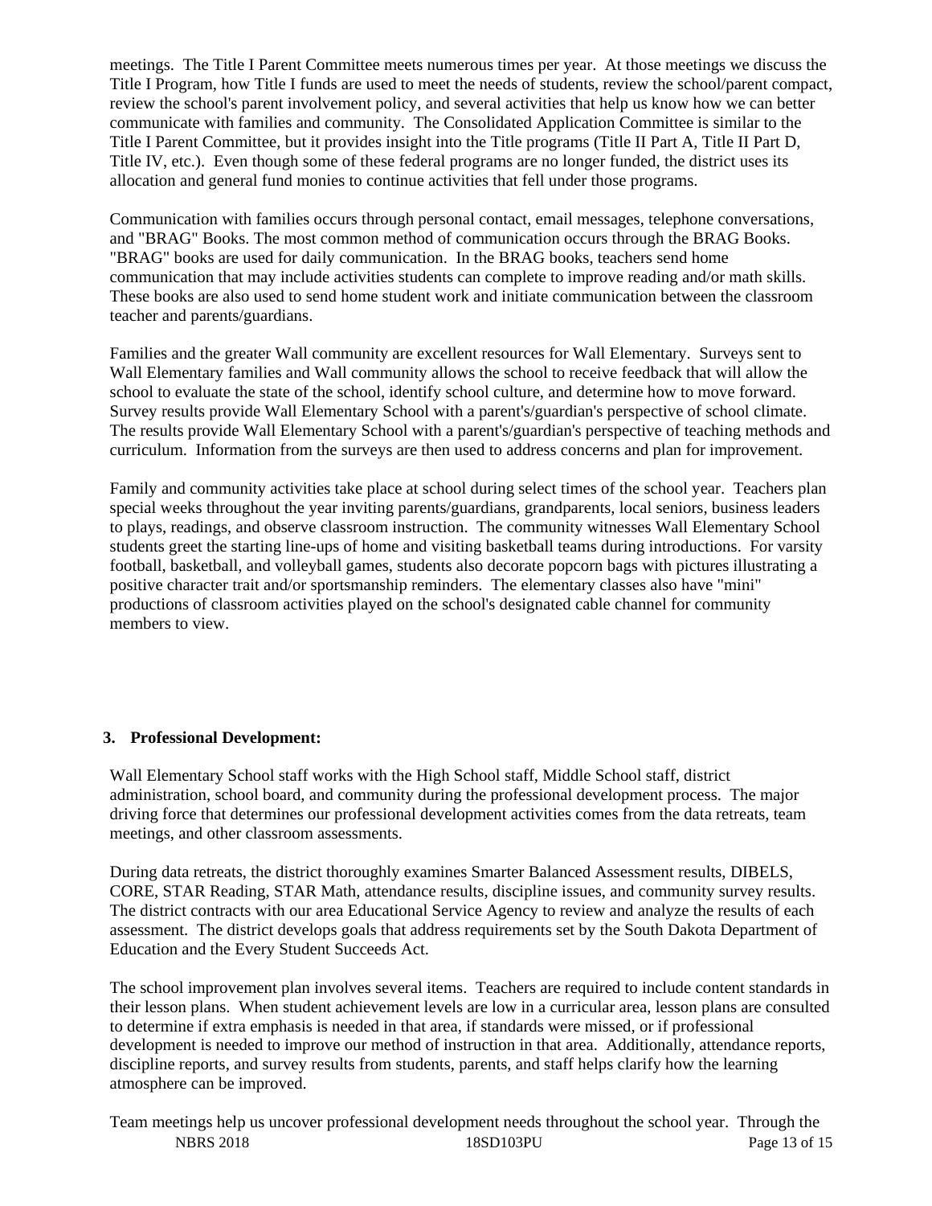meetings. The Title I Parent Committee meets numerous times per year. At those meetings we discuss the Title I Program, how Title I funds are used to meet the needs of students, review the school/parent compact, review the school's parent involvement policy, and several activities that help us know how we can better communicate with families and community. The Consolidated Application Committee is similar to the Title I Parent Committee, but it provides insight into the Title programs (Title II Part A, Title II Part D, Title IV, etc.). Even though some of these federal programs are no longer funded, the district uses its allocation and general fund monies to continue activities that fell under those programs.

Communication with families occurs through personal contact, email messages, telephone conversations, and "BRAG" Books. The most common method of communication occurs through the BRAG Books. "BRAG" books are used for daily communication. In the BRAG books, teachers send home communication that may include activities students can complete to improve reading and/or math skills. These books are also used to send home student work and initiate communication between the classroom teacher and parents/guardians.

Families and the greater Wall community are excellent resources for Wall Elementary. Surveys sent to Wall Elementary families and Wall community allows the school to receive feedback that will allow the school to evaluate the state of the school, identify school culture, and determine how to move forward. Survey results provide Wall Elementary School with a parent's/guardian's perspective of school climate. The results provide Wall Elementary School with a parent's/guardian's perspective of teaching methods and curriculum. Information from the surveys are then used to address concerns and plan for improvement.

Family and community activities take place at school during select times of the school year. Teachers plan special weeks throughout the year inviting parents/guardians, grandparents, local seniors, business leaders to plays, readings, and observe classroom instruction. The community witnesses Wall Elementary School students greet the starting line-ups of home and visiting basketball teams during introductions. For varsity football, basketball, and volleyball games, students also decorate popcorn bags with pictures illustrating a positive character trait and/or sportsmanship reminders. The elementary classes also have "mini" productions of classroom activities played on the school's designated cable channel for community members to view.

**3. Professional Development:**

Wall Elementary School staff works with the High School staff, Middle School staff, district administration, school board, and community during the professional development process. The major driving force that determines our professional development activities comes from the data retreats, team meetings, and other classroom assessments.

During data retreats, the district thoroughly examines Smarter Balanced Assessment results, DIBELS, CORE, STAR Reading, STAR Math, attendance results, discipline issues, and community survey results. The district contracts with our area Educational Service Agency to review and analyze the results of each assessment. The district develops goals that address requirements set by the South Dakota Department of Education and the Every Student Succeeds Act.

The school improvement plan involves several items. Teachers are required to include content standards in their lesson plans. When student achievement levels are low in a curricular area, lesson plans are consulted to determine if extra emphasis is needed in that area, if standards were missed, or if professional development is needed to improve our method of instruction in that area. Additionally, attendance reports, discipline reports, and survey results from students, parents, and staff helps clarify how the learning atmosphere can be improved.

Team meetings help us uncover professional development needs throughout the school year. Through the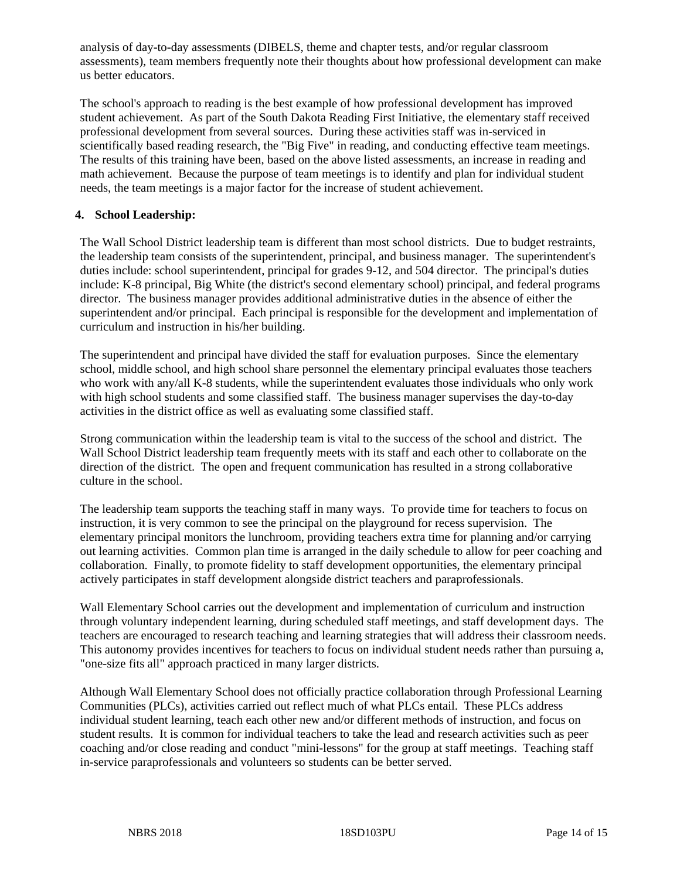analysis of day-to-day assessments (DIBELS, theme and chapter tests, and/or regular classroom assessments), team members frequently note their thoughts about how professional development can make us better educators.

The school's approach to reading is the best example of how professional development has improved student achievement. As part of the South Dakota Reading First Initiative, the elementary staff received professional development from several sources. During these activities staff was in-serviced in scientifically based reading research, the "Big Five" in reading, and conducting effective team meetings. The results of this training have been, based on the above listed assessments, an increase in reading and math achievement. Because the purpose of team meetings is to identify and plan for individual student needs, the team meetings is a major factor for the increase of student achievement.

**4. School Leadership:**

The Wall School District leadership team is different than most school districts. Due to budget restraints, the leadership team consists of the superintendent, principal, and business manager. The superintendent's duties include: school superintendent, principal for grades 9-12, and 504 director. The principal's duties include: K-8 principal, Big White (the district's second elementary school) principal, and federal programs director. The business manager provides additional administrative duties in the absence of either the superintendent and/or principal. Each principal is responsible for the development and implementation of curriculum and instruction in his/her building.

The superintendent and principal have divided the staff for evaluation purposes. Since the elementary school, middle school, and high school share personnel the elementary principal evaluates those teachers who work with any/all K-8 students, while the superintendent evaluates those individuals who only work with high school students and some classified staff. The business manager supervises the day-to-day activities in the district office as well as evaluating some classified staff.

Strong communication within the leadership team is vital to the success of the school and district. The Wall School District leadership team frequently meets with its staff and each other to collaborate on the direction of the district. The open and frequent communication has resulted in a strong collaborative culture in the school.

The leadership team supports the teaching staff in many ways. To provide time for teachers to focus on instruction, it is very common to see the principal on the playground for recess supervision. The elementary principal monitors the lunchroom, providing teachers extra time for planning and/or carrying out learning activities. Common plan time is arranged in the daily schedule to allow for peer coaching and collaboration. Finally, to promote fidelity to staff development opportunities, the elementary principal actively participates in staff development alongside district teachers and paraprofessionals.

Wall Elementary School carries out the development and implementation of curriculum and instruction through voluntary independent learning, during scheduled staff meetings, and staff development days. The teachers are encouraged to research teaching and learning strategies that will address their classroom needs. This autonomy provides incentives for teachers to focus on individual student needs rather than pursuing a, "one-size fits all" approach practiced in many larger districts.

Although Wall Elementary School does not officially practice collaboration through Professional Learning Communities (PLCs), activities carried out reflect much of what PLCs entail. These PLCs address individual student learning, teach each other new and/or different methods of instruction, and focus on student results. It is common for individual teachers to take the lead and research activities such as peer coaching and/or close reading and conduct "mini-lessons" for the group at staff meetings. Teaching staff in-service paraprofessionals and volunteers so students can be better served.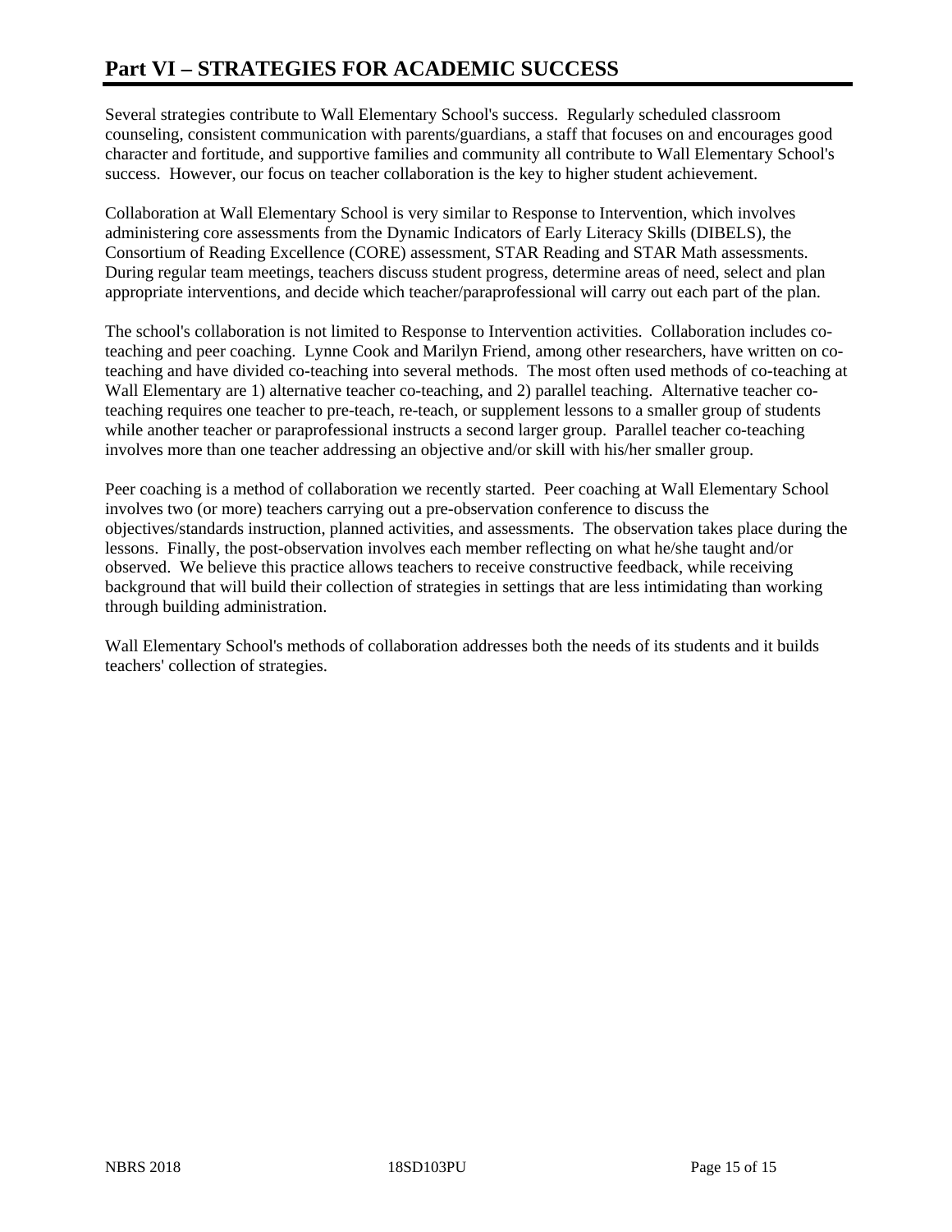# Part VI – STRATEGIES FOR ACADEMIC SUCCESS

Several strategies contribute to Wall Elementary School's success. Regularly scheduled classroom counseling, consistent communication with parents/guardians, a staff that focuses on and encourages good character and fortitude, and supportive families and community all contribute to Wall Elementary School's success. However, our focus on teacher collaboration is the key to higher student achievement.

Collaboration at Wall Elementary School is very similar to Response to Intervention, which involves administering core assessments from the Dynamic Indicators of Early Literacy Skills (DIBELS), the Consortium of Reading Excellence (CORE) assessment, STAR Reading and STAR Math assessments. During regular team meetings, teachers discuss student progress, determine areas of need, select and plan appropriate interventions, and decide which teacher/paraprofessional will carry out each part of the plan.

The school's collaboration is not limited to Response to Intervention activities. Collaboration includes co-teaching and peer coaching. Lynne Cook and Marilyn Friend, among other researchers, have written on co-teaching and have divided co-teaching into several methods. The most often used methods of co-teaching at Wall Elementary are 1) alternative teacher co-teaching, and 2) parallel teaching. Alternative teacher co-teaching requires one teacher to pre-teach, re-teach, or supplement lessons to a smaller group of students while another teacher or paraprofessional instructs a second larger group. Parallel teacher co-teaching involves more than one teacher addressing an objective and/or skill with his/her smaller group.

Peer coaching is a method of collaboration we recently started. Peer coaching at Wall Elementary School involves two (or more) teachers carrying out a pre-observation conference to discuss the objectives/standards instruction, planned activities, and assessments. The observation takes place during the lessons. Finally, the post-observation involves each member reflecting on what he/she taught and/or observed. We believe this practice allows teachers to receive constructive feedback, while receiving background that will build their collection of strategies in settings that are less intimidating than working through building administration.

Wall Elementary School's methods of collaboration addresses both the needs of its students and it builds teachers' collection of strategies.